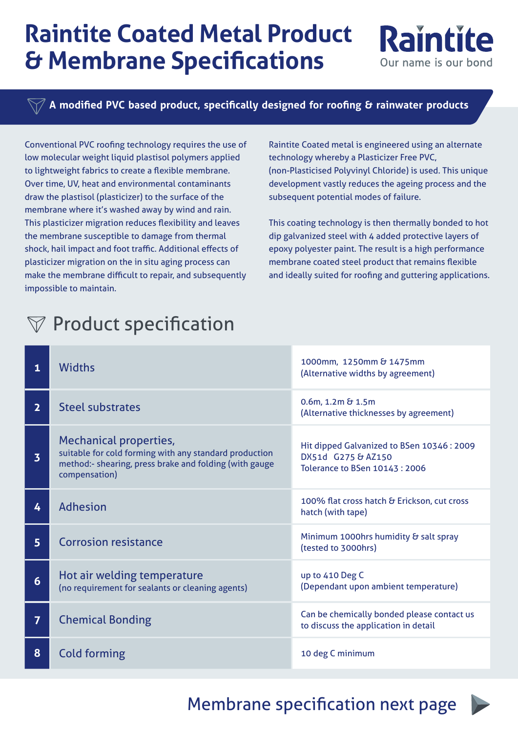# Raintite Coated Metal Product & Membrane Specifications

Raintite
Our name is our bond

**A modified PVC based product, specifically designed for roofing & rainwater products**

Conventional PVC roofing technology requires the use of low molecular weight liquid plastisol polymers applied to lightweight fabrics to create a flexible membrane. Over time, UV, heat and environmental contaminants draw the plastisol (plasticizer) to the surface of the membrane where it's washed away by wind and rain. This plasticizer migration reduces flexibility and leaves the membrane susceptible to damage from thermal shock, hail impact and foot traffic. Additional effects of plasticizer migration on the in situ aging process can make the membrane difficult to repair, and subsequently impossible to maintain.

Raintite Coated metal is engineered using an alternate technology whereby a Plasticizer Free PVC, (non-Plasticised Polyvinyl Chloride) is used. This unique development vastly reduces the ageing process and the subsequent potential modes of failure.

This coating technology is then thermally bonded to hot dip galvanized steel with 4 added protective layers of epoxy polyester paint. The result is a high performance membrane coated steel product that remains flexible and ideally suited for roofing and guttering applications.

## Product specification

| | | |
|---|---|---|
| 1 | Widths | 1000mm, 1250mm & 1475mm<br>(Alternative widths by agreement) |
| 2 | Steel substrates | 0.6m, 1.2m & 1.5m<br>(Alternative thicknesses by agreement) |
| 3 | Mechanical properties,<br>suitable for cold forming with any standard production method:- shearing, press brake and folding (with gauge compensation) | Hit dipped Galvanized to BSen 10346 : 2009<br>DX51d G275 & AZ150<br>Tolerance to BSen 10143 : 2006 |
| 4 | Adhesion | 100% flat cross hatch & Erickson, cut cross hatch (with tape) |
| 5 | Corrosion resistance | Minimum 1000hrs humidity & salt spray<br>(tested to 3000hrs) |
| 6 | Hot air welding temperature<br>(no requirement for sealants or cleaning agents) | up to 410 Deg C<br>(Dependant upon ambient temperature) |
| 7 | Chemical Bonding | Can be chemically bonded please contact us to discuss the application in detail |
| 8 | Cold forming | 10 deg C minimum |

Membrane specification next page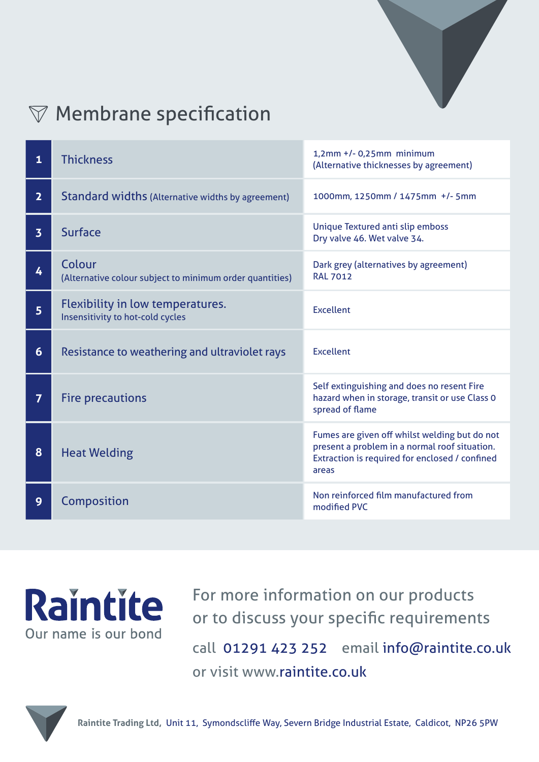## Membrane specification

| | | |
|---|---|---|
| 1 | Thickness | 1,2mm +/- 0,25mm minimum (Alternative thicknesses by agreement) |
| 2 | Standard widths (Alternative widths by agreement) | 1000mm, 1250mm / 1475mm +/- 5mm |
| 3 | Surface | Unique Textured anti slip emboss Dry valve 46. Wet valve 34. |
| 4 | Colour (Alternative colour subject to minimum order quantities) | Dark grey (alternatives by agreement) RAL 7012 |
| 5 | Flexibility in low temperatures. Insensitivity to hot-cold cycles | Excellent |
| 6 | Resistance to weathering and ultraviolet rays | Excellent |
| 7 | Fire precautions | Self extinguishing and does no resent Fire hazard when in storage, transit or use Class 0 spread of flame |
| 8 | Heat Welding | Fumes are given off whilst welding but do not present a problem in a normal roof situation. Extraction is required for enclosed / confined areas |
| 9 | Composition | Non reinforced film manufactured from modified PVC |

**Raintite**
Our name is our bond

For more information on our products or to discuss your specific requirements

call 01291 423 252 email info@raintite.co.uk

or visit www.raintite.co.uk

**Raintite Trading Ltd,** Unit 11, Symondscliffe Way, Severn Bridge Industrial Estate, Caldicot, NP26 5PW